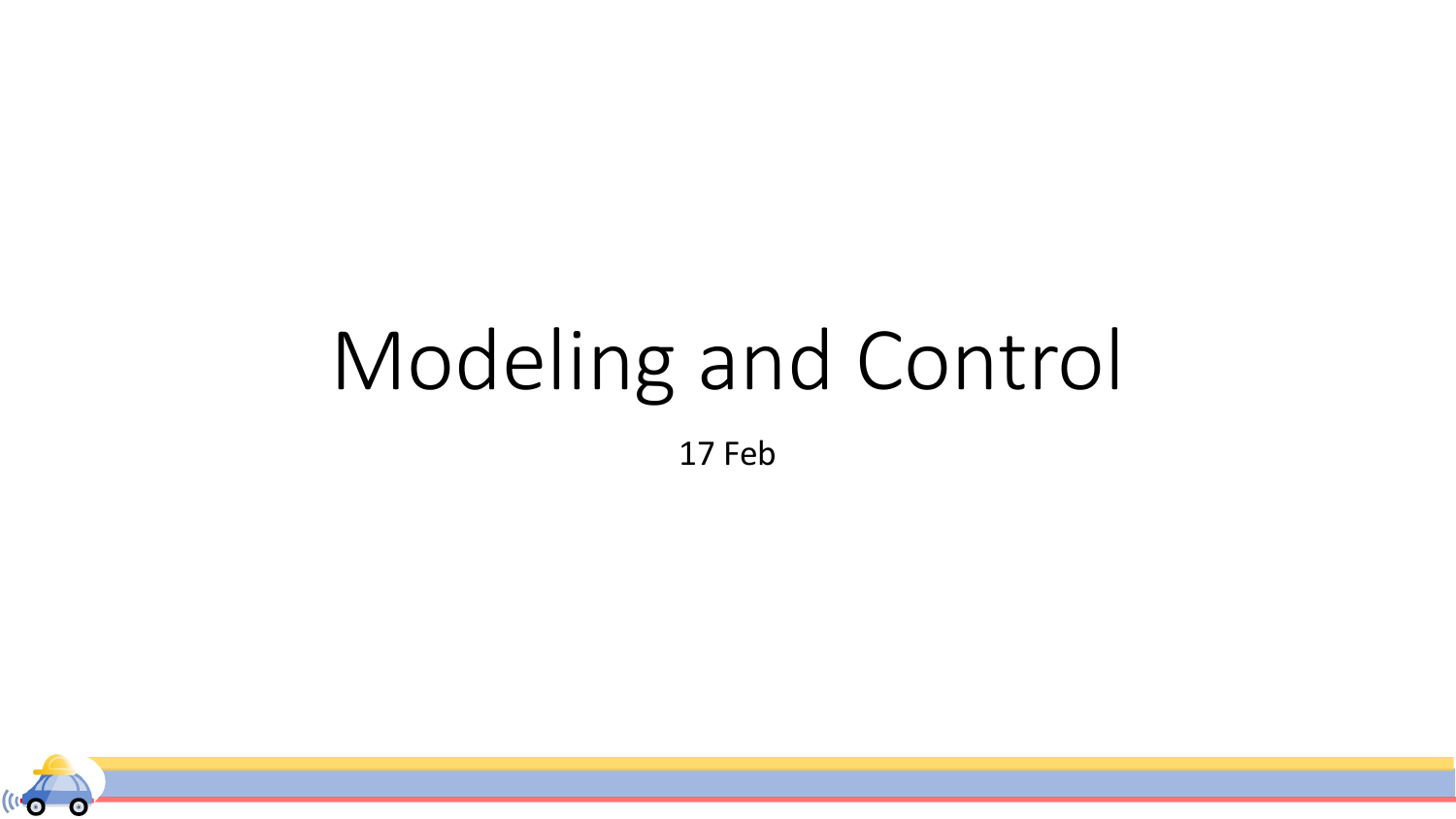# Modeling and Control

17 Feb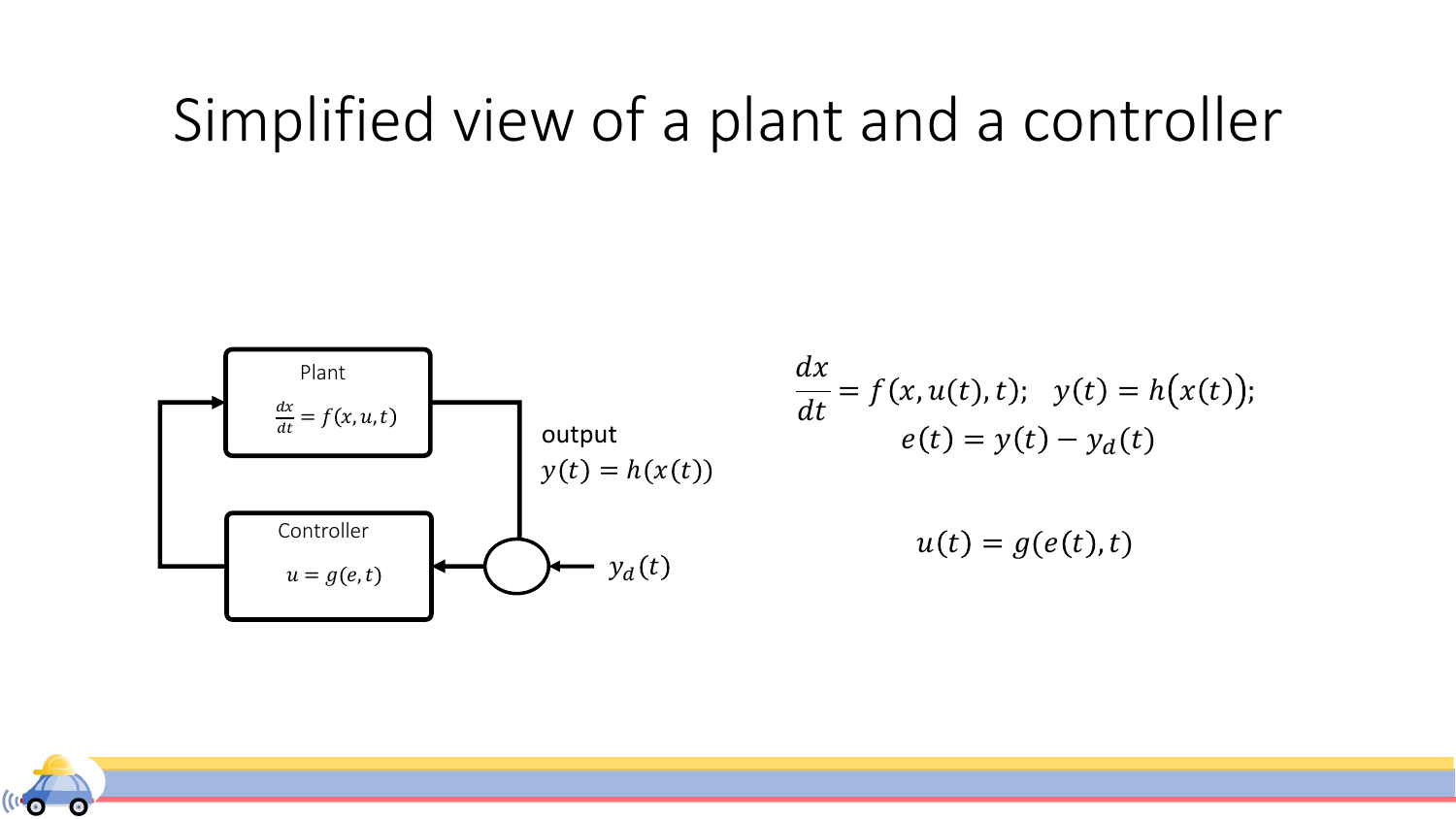# Simplified view of a plant and a controller

Plant

$\frac{dx}{dt} = f(x, u, t)$

Controller

$u = g(e, t)$

output

$y(t) = h(x(t))$

$y_d(t)$

$$\frac{dx}{dt} = f(x, u(t), t); \quad y(t) = h\big(x(t)\big);$$

$$e(t) = y(t) - y_d(t)$$

$$u(t) = g(e(t), t)$$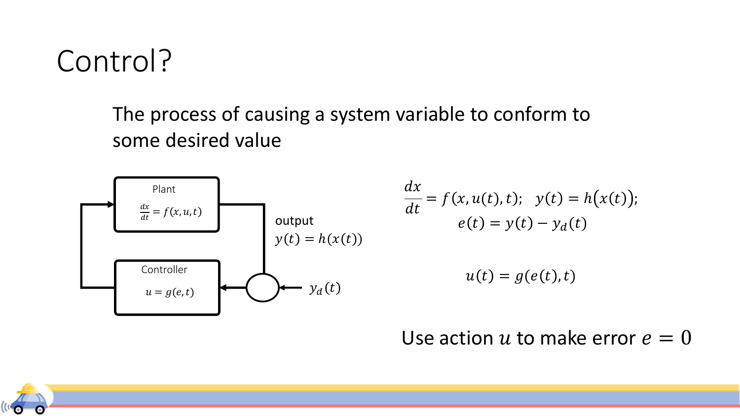# Control?

The process of causing a system variable to conform to some desired value

Plant

$\frac{dx}{dt} = f(x, u, t)$

output

$y(t) = h(x(t))$

Controller

$u = g(e, t)$

$y_d(t)$

$$\frac{dx}{dt} = f(x, u(t), t); \quad y(t) = h\big(x(t)\big);$$

$$e(t) = y(t) - y_d(t)$$

$$u(t) = g(e(t), t)$$

Use action $u$ to make error $e = 0$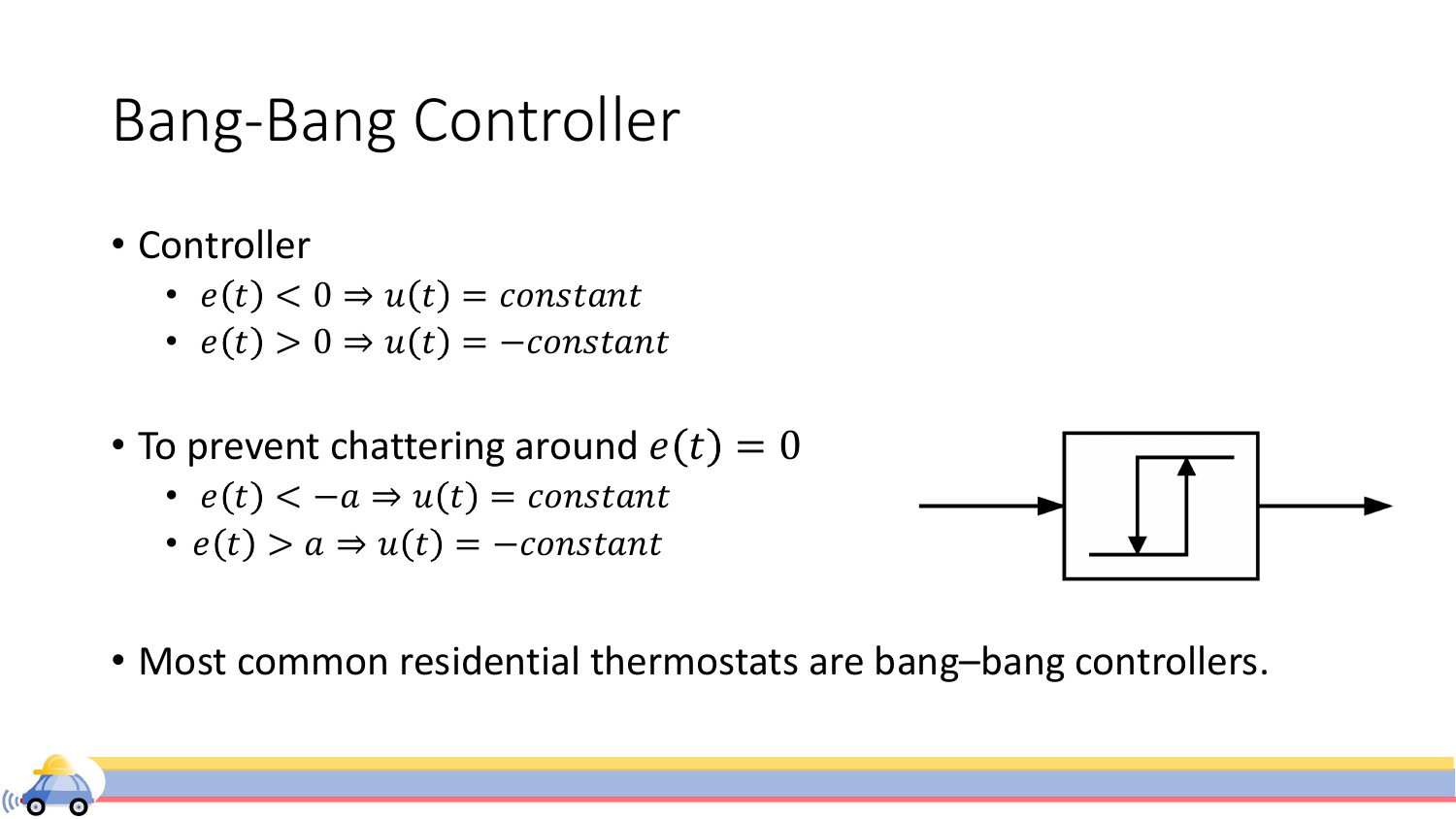# Bang-Bang Controller

- Controller
  - $e(t) < 0 \Rightarrow u(t) = constant$
  - $e(t) > 0 \Rightarrow u(t) = -constant$

- To prevent chattering around $e(t) = 0$
  - $e(t) < -a \Rightarrow u(t) = constant$
  - $e(t) > a \Rightarrow u(t) = -constant$

- Most common residential thermostats are bang–bang controllers.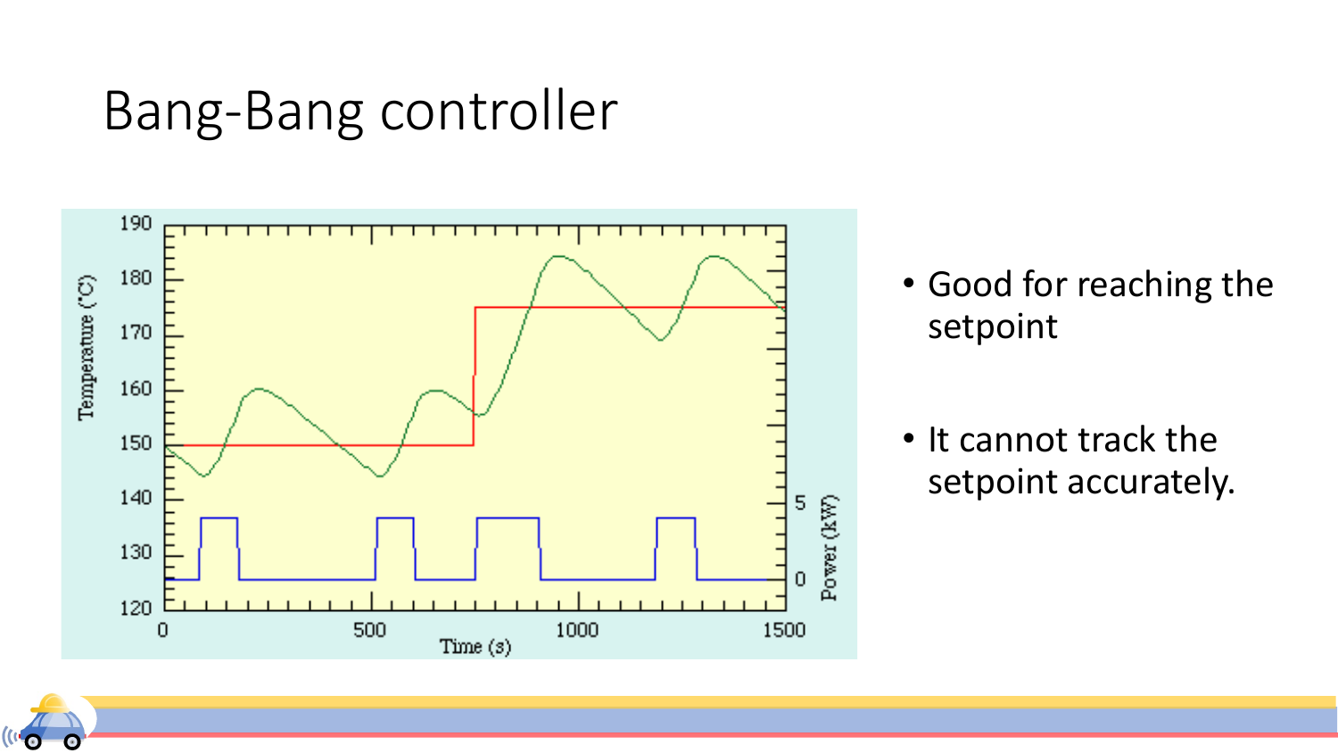# Bang-Bang controller

- Good for reaching the setpoint
- It cannot track the setpoint accurately.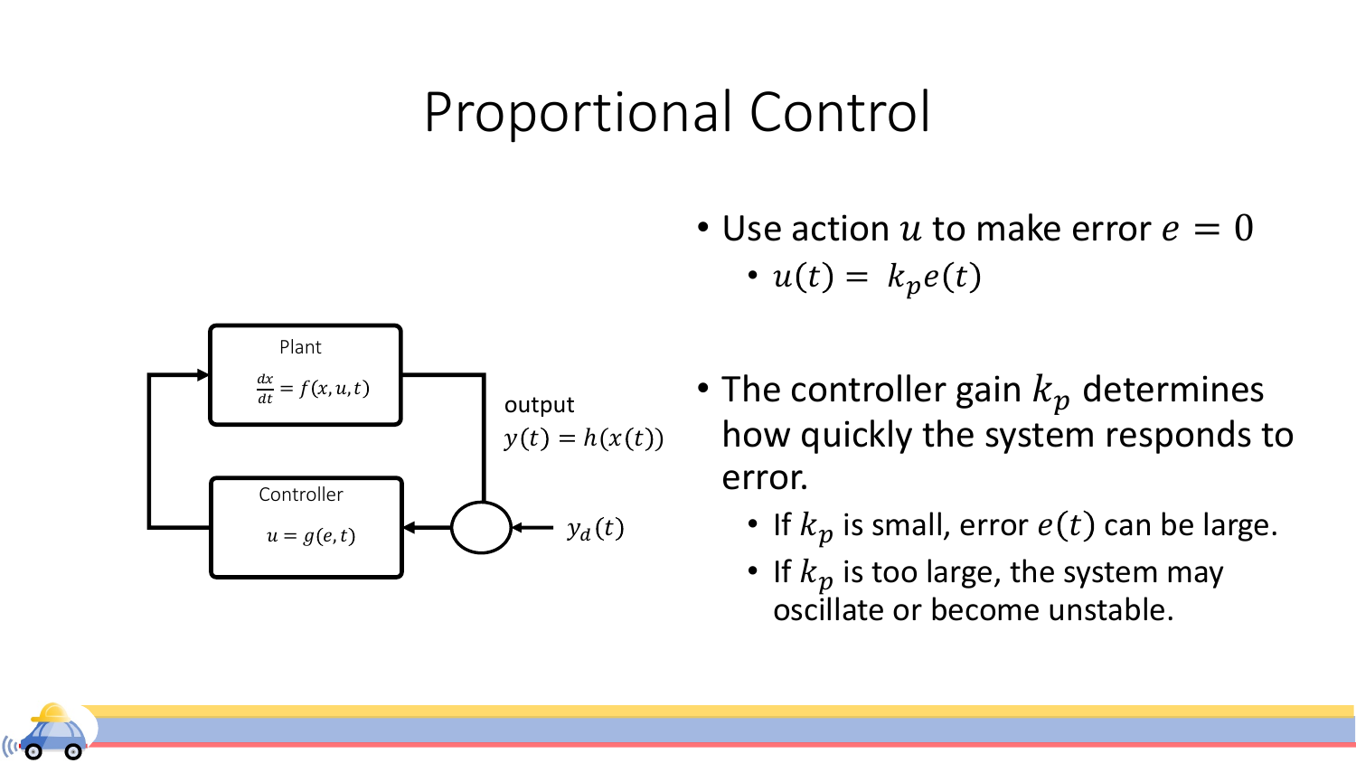# Proportional Control

Plant

$\frac{dx}{dt} = f(x, u, t)$

output

$y(t) = h(x(t))$

Controller

$u = g(e, t)$

$y_d(t)$

- Use action $u$ to make error $e = 0$
  - $u(t) = k_p e(t)$

- The controller gain $k_p$ determines how quickly the system responds to error.
  - If $k_p$ is small, error $e(t)$ can be large.
  - If $k_p$ is too large, the system may oscillate or become unstable.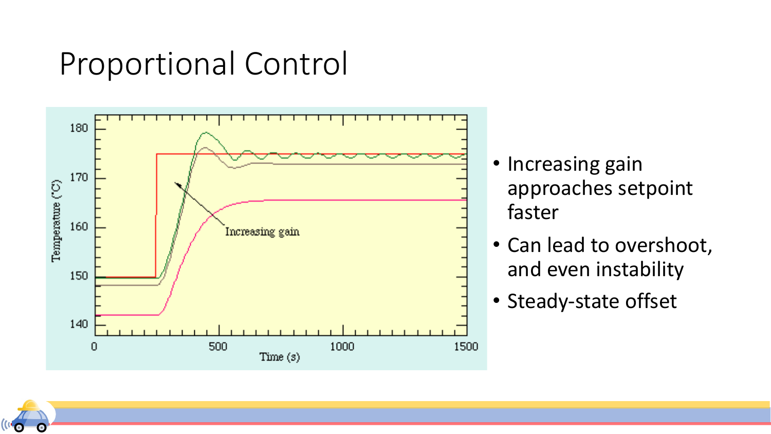# Proportional Control

- Increasing gain approaches setpoint faster
- Can lead to overshoot, and even instability
- Steady-state offset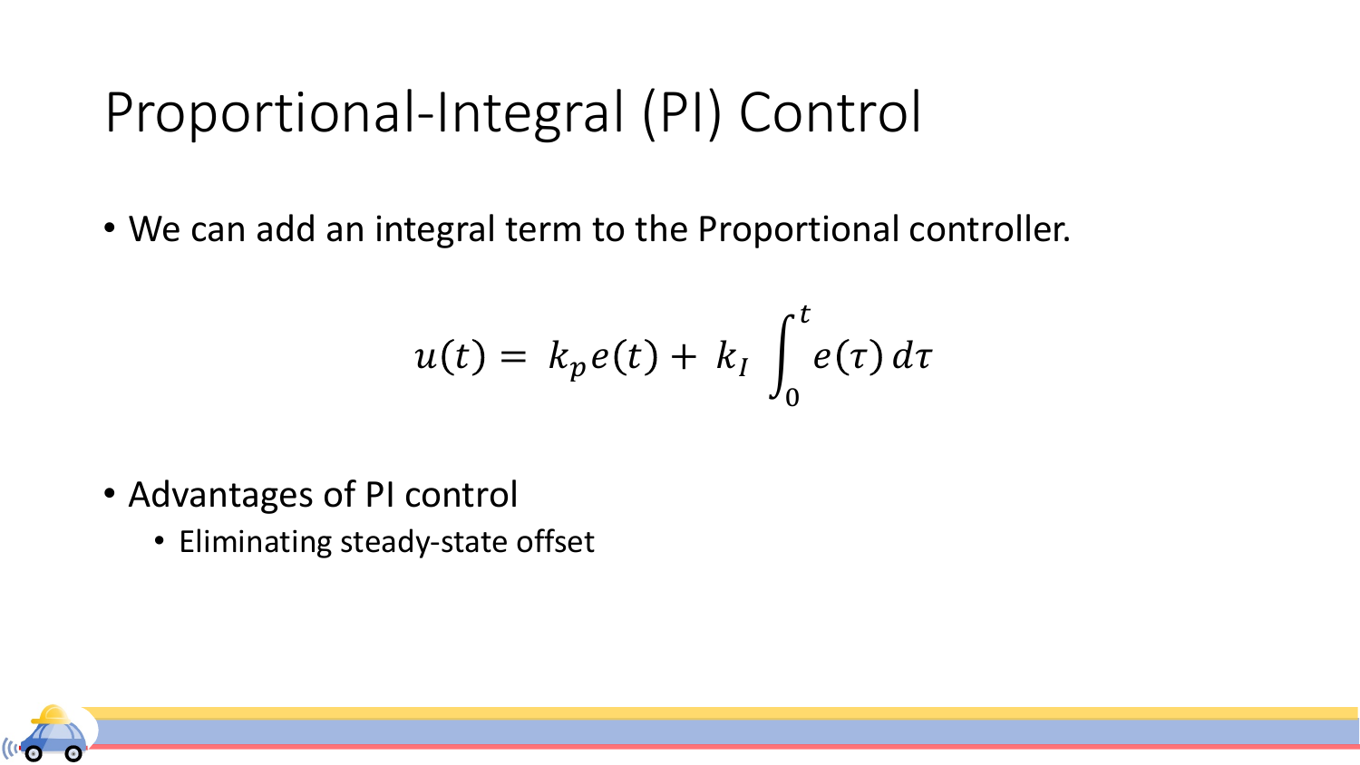# Proportional-Integral (PI) Control

- We can add an integral term to the Proportional controller.

$$u(t) = k_p e(t) + k_I \int_0^t e(\tau)\, d\tau$$

- Advantages of PI control
  - Eliminating steady-state offset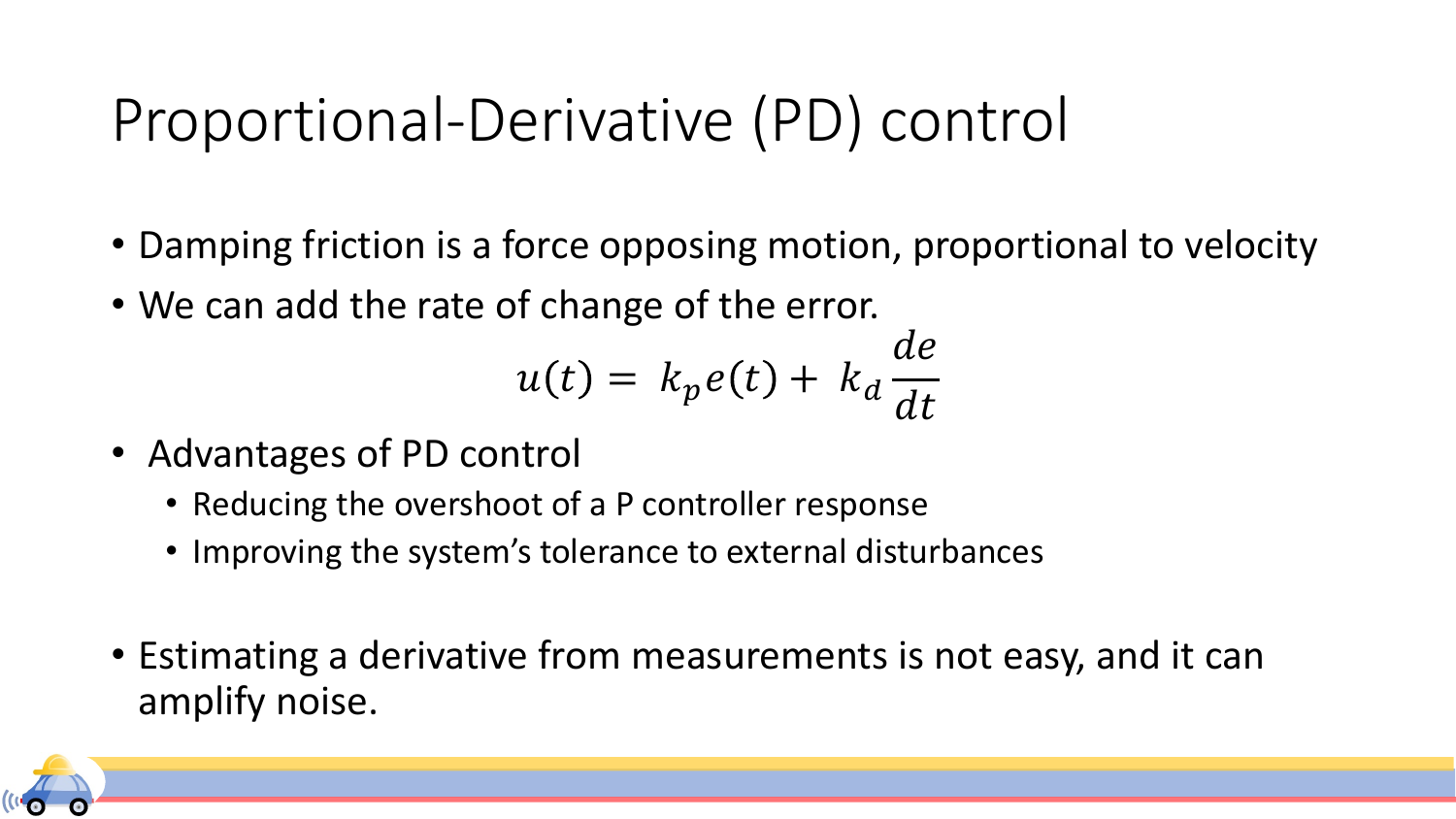# Proportional-Derivative (PD) control

- Damping friction is a force opposing motion, proportional to velocity
- We can add the rate of change of the error.

$$u(t) = k_p e(t) + k_d \frac{de}{dt}$$

- Advantages of PD control
  - Reducing the overshoot of a P controller response
  - Improving the system's tolerance to external disturbances

- Estimating a derivative from measurements is not easy, and it can amplify noise.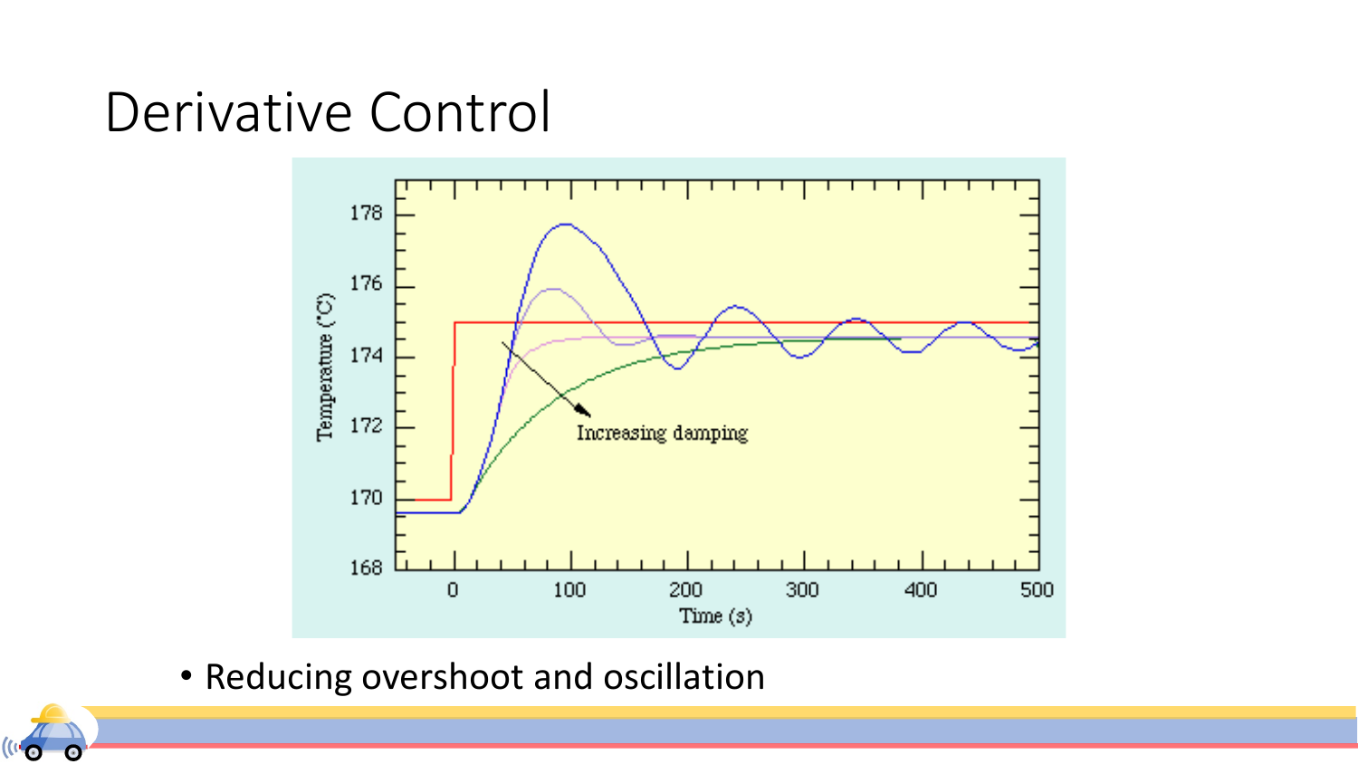# Derivative Control

- Reducing overshoot and oscillation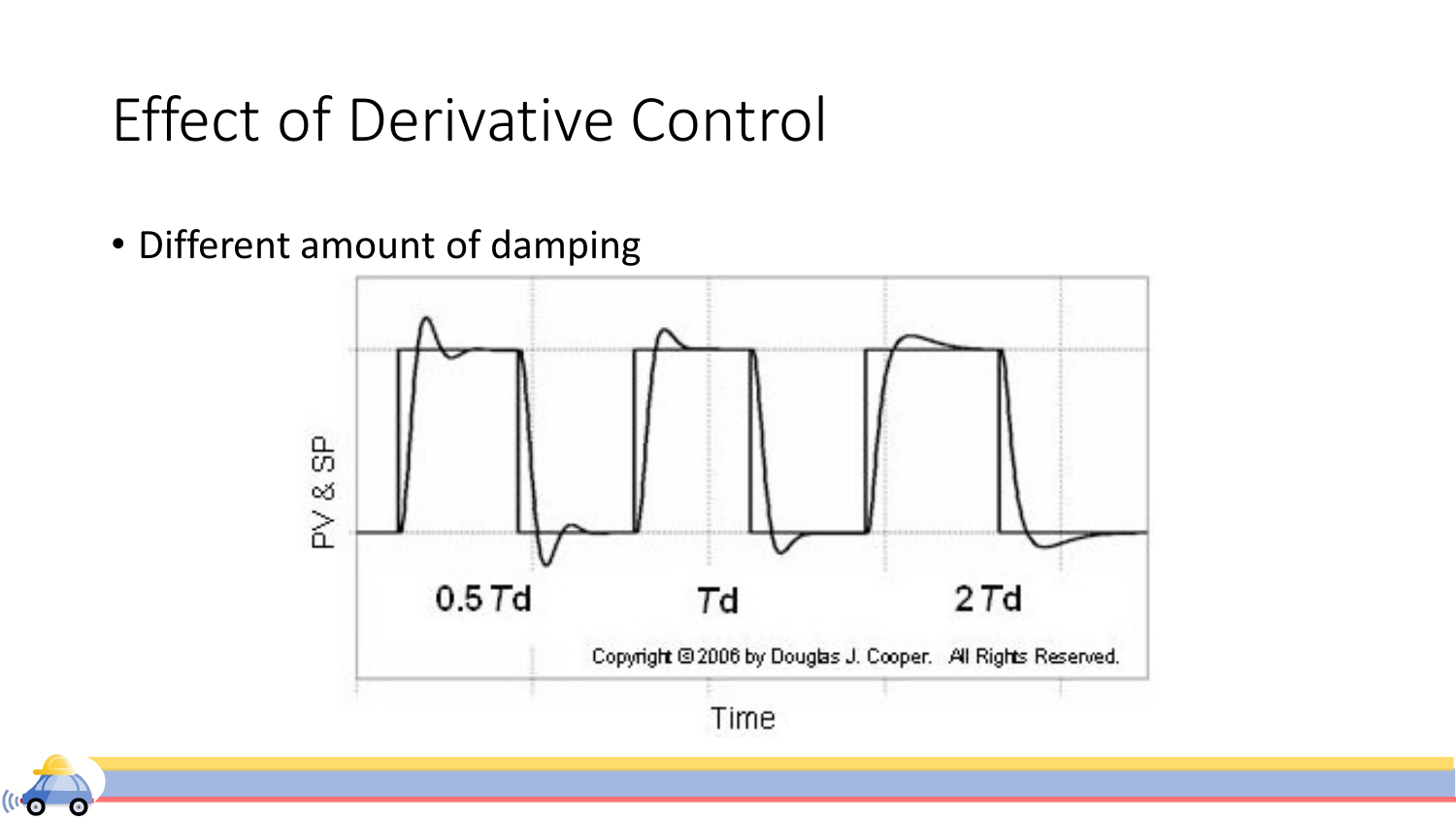# Effect of Derivative Control

- Different amount of damping

PV & SP

0.5 *T*d

*T*d

2 *T*d

Copyright © 2006 by Douglas J. Cooper. All Rights Reserved.

Time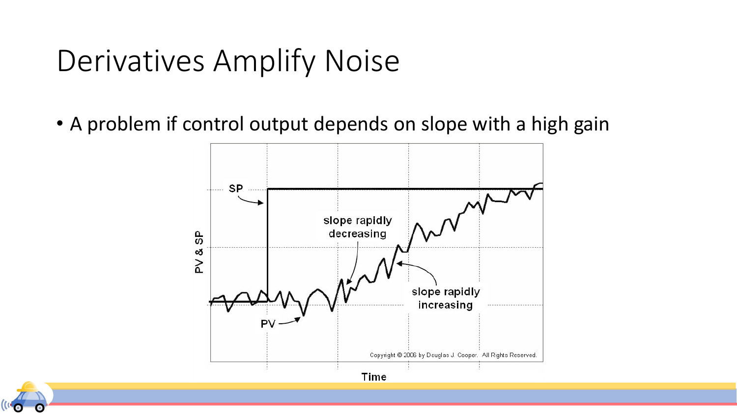# Derivatives Amplify Noise

- A problem if control output depends on slope with a high gain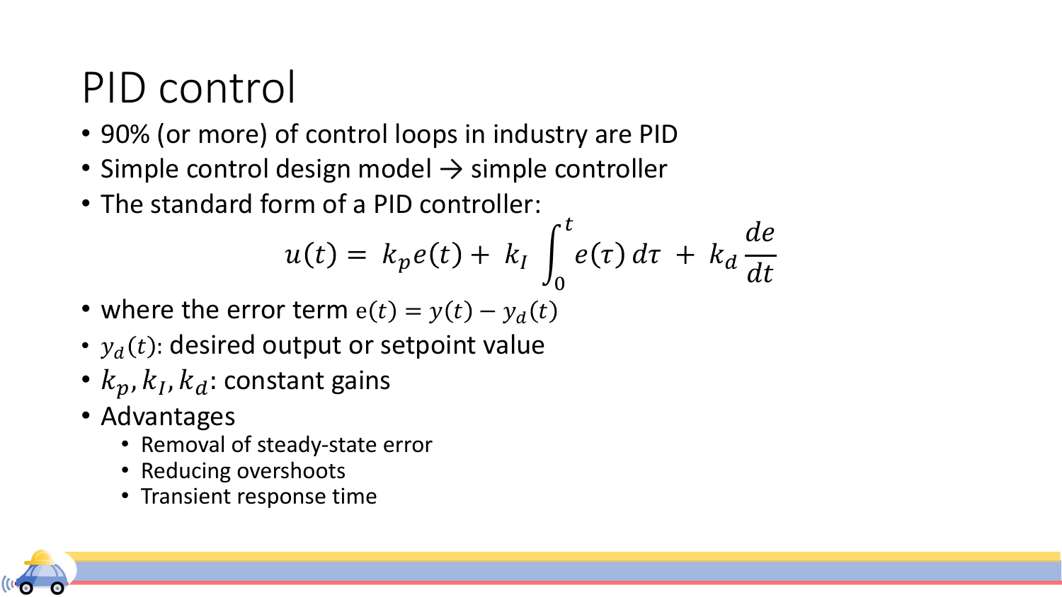# PID control

- 90% (or more) of control loops in industry are PID
- Simple control design model → simple controller
- The standard form of a PID controller:

$$u(t) = k_p e(t) + k_I \int_0^t e(\tau)\, d\tau + k_d \frac{de}{dt}$$

- where the error term $\mathrm{e}(t) = y(t) - y_d(t)$
- $y_d(t)$: desired output or setpoint value
- $k_p, k_I, k_d$: constant gains
- Advantages
  - Removal of steady-state error
  - Reducing overshoots
  - Transient response time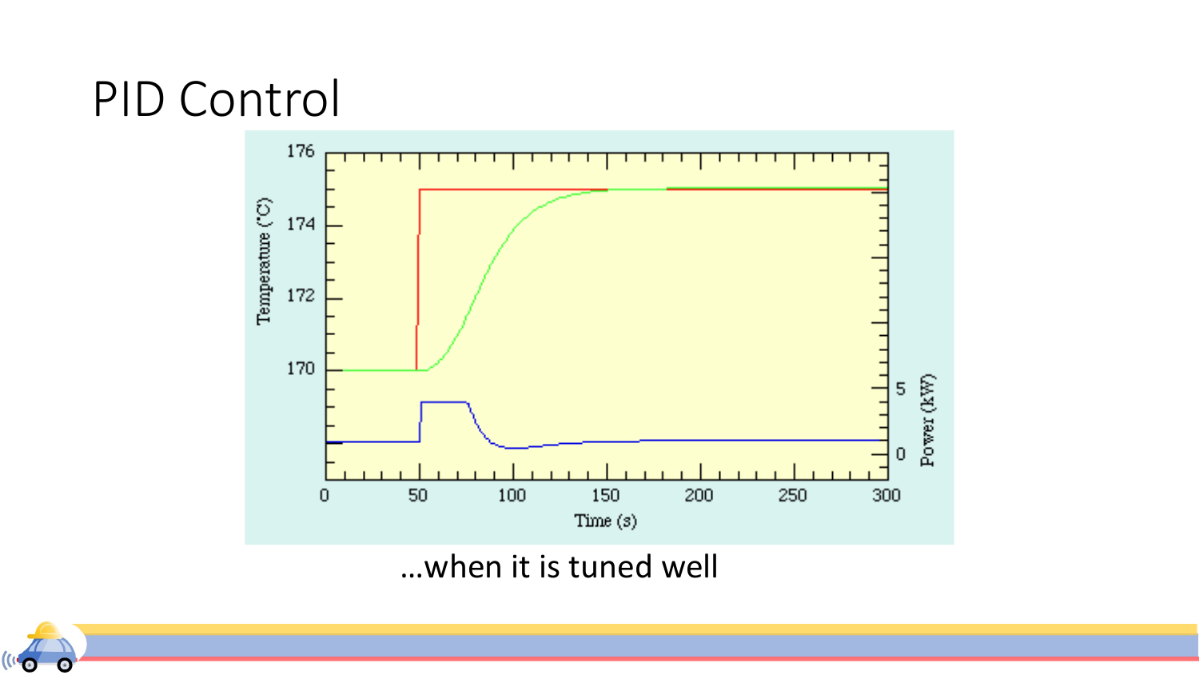# PID Control

…when it is tuned well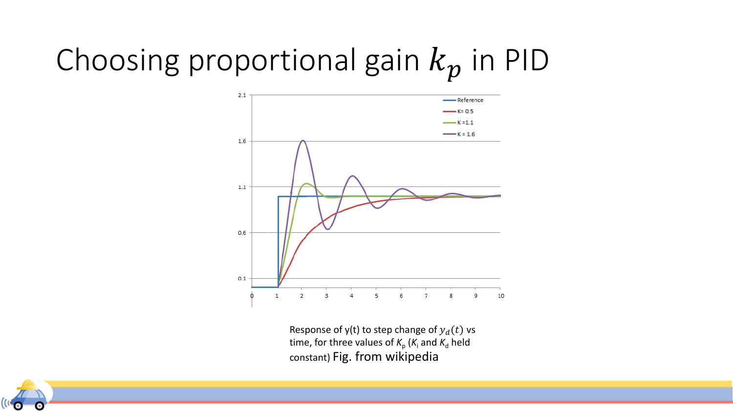# Choosing proportional gain $k_p$ in PID

Response of y(t) to step change of $y_d(t)$ vs time, for three values of $K_p$ ($K_i$ and $K_d$ held constant) Fig. from wikipedia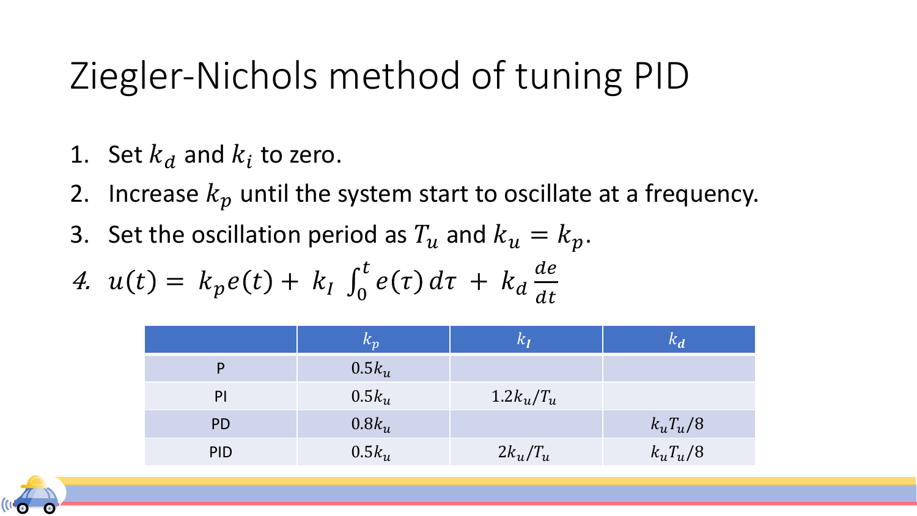# Ziegler-Nichols method of tuning PID

1. Set $k_d$ and $k_i$ to zero.
2. Increase $k_p$ until the system start to oscillate at a frequency.
3. Set the oscillation period as $T_u$ and $k_u = k_p$.
4. $u(t) = k_p e(t) + k_I \int_0^t e(\tau)\, d\tau + k_d \frac{de}{dt}$

| | $k_p$ | $k_I$ | $k_d$ |
|---|---|---|---|
| P | $0.5k_u$ | | |
| PI | $0.5k_u$ | $1.2k_u/T_u$ | |
| PD | $0.8k_u$ | | $k_u T_u/8$ |
| PID | $0.5k_u$ | $2k_u/T_u$ | $k_u T_u/8$ |